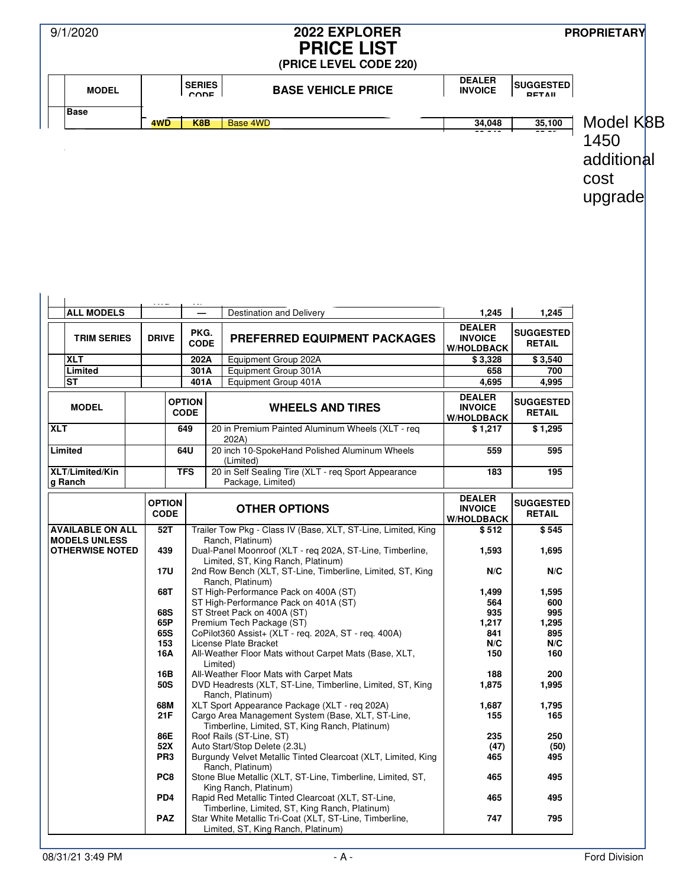9/1/2020

# 2022 EXPLORER
# PRICE LIST
**(PRICE LEVEL CODE 220)**

PROPRIETARY

| MODEL | | SERIES CODE | BASE VEHICLE PRICE | DEALER INVOICE | SUGGESTED RETAIL |
|---|---|---|---|---|---|
| Base | | | | | |
| | 4WD | K8B | Base 4WD | 34,048 | 35,100 |
| ALL MODELS | | — | Destination and Delivery | 1,245 | 1,245 |

Model K8B 1450 additional cost upgrade

| TRIM SERIES | DRIVE | PKG. CODE | PREFERRED EQUIPMENT PACKAGES | DEALER INVOICE W/HOLDBACK | SUGGESTED RETAIL |
|---|---|---|---|---|---|
| XLT | | 202A | Equipment Group 202A | $ 3,328 | $ 3,540 |
| Limited | | 301A | Equipment Group 301A | 658 | 700 |
| ST | | 401A | Equipment Group 401A | 4,695 | 4,995 |

| MODEL | | OPTION CODE | WHEELS AND TIRES | DEALER INVOICE W/HOLDBACK | SUGGESTED RETAIL |
|---|---|---|---|---|---|
| XLT | | 649 | 20 in Premium Painted Aluminum Wheels (XLT - req 202A) | $ 1,217 | $ 1,295 |
| Limited | | 64U | 20 inch 10-SpokeHand Polished Aluminum Wheels (Limited) | 559 | 595 |
| XLT/Limited/King Ranch | | TFS | 20 in Self Sealing Tire (XLT - req Sport Appearance Package, Limited) | 183 | 195 |

| | OPTION CODE | OTHER OPTIONS | DEALER INVOICE W/HOLDBACK | SUGGESTED RETAIL |
|---|---|---|---|---|
| AVAILABLE ON ALL MODELS UNLESS OTHERWISE NOTED | 52T | Trailer Tow Pkg - Class IV (Base, XLT, ST-Line, Limited, King Ranch, Platinum) | $ 512 | $ 545 |
| | 439 | Dual-Panel Moonroof (XLT - req 202A, ST-Line, Timberline, Limited, ST, King Ranch, Platinum) | 1,593 | 1,695 |
| | 17U | 2nd Row Bench (XLT, ST-Line, Timberline, Limited, ST, King Ranch, Platinum) | N/C | N/C |
| | 68T | ST High-Performance Pack on 400A (ST) | 1,499 | 1,595 |
| | | ST High-Performance Pack on 401A (ST) | 564 | 600 |
| | 68S | ST Street Pack on 400A (ST) | 935 | 995 |
| | 65P | Premium Tech Package (ST) | 1,217 | 1,295 |
| | 65S | CoPilot360 Assist+ (XLT - req. 202A, ST - req. 400A) | 841 | 895 |
| | 153 | License Plate Bracket | N/C | N/C |
| | 16A | All-Weather Floor Mats without Carpet Mats (Base, XLT, Limited) | 150 | 160 |
| | 16B | All-Weather Floor Mats with Carpet Mats | 188 | 200 |
| | 50S | DVD Headrests (XLT, ST-Line, Timberline, Limited, ST, King Ranch, Platinum) | 1,875 | 1,995 |
| | 68M | XLT Sport Appearance Package (XLT - req 202A) | 1,687 | 1,795 |
| | 21F | Cargo Area Management System (Base, XLT, ST-Line, Timberline, Limited, ST, King Ranch, Platinum) | 155 | 165 |
| | 86E | Roof Rails (ST-Line, ST) | 235 | 250 |
| | 52X | Auto Start/Stop Delete (2.3L) | (47) | (50) |
| | PR3 | Burgundy Velvet Metallic Tinted Clearcoat (XLT, Limited, King Ranch, Platinum) | 465 | 495 |
| | PC8 | Stone Blue Metallic (XLT, ST-Line, Timberline, Limited, ST, King Ranch, Platinum) | 465 | 495 |
| | PD4 | Rapid Red Metallic Tinted Clearcoat (XLT, ST-Line, Timberline, Limited, ST, King Ranch, Platinum) | 465 | 495 |
| | PAZ | Star White Metallic Tri-Coat (XLT, ST-Line, Timberline, Limited, ST, King Ranch, Platinum) | 747 | 795 |

08/31/21 3:49 PM

Ford Division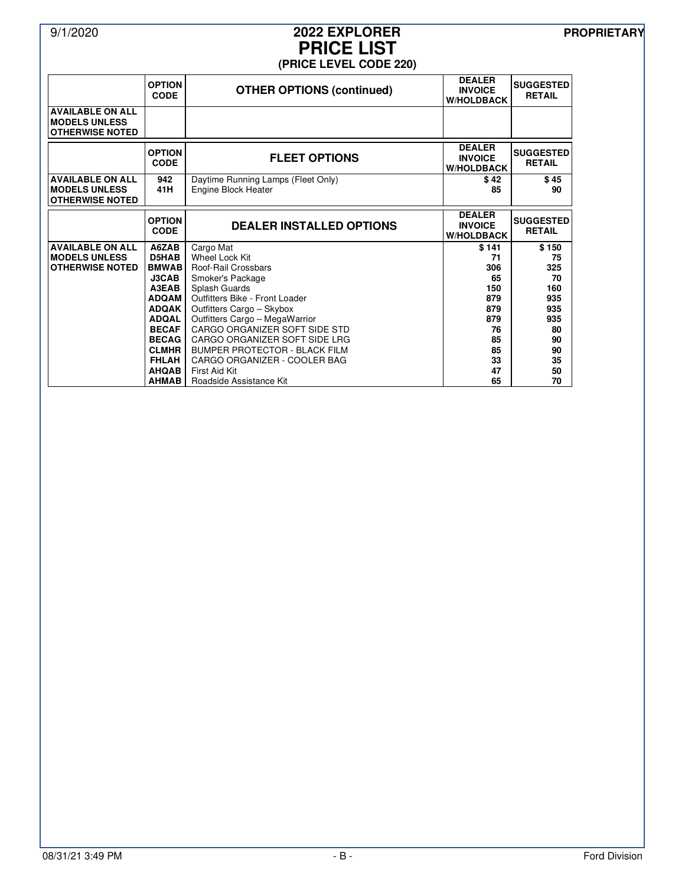# 2022 EXPLORER
## PRICE LIST
### (PRICE LEVEL CODE 220)

| | OPTION CODE | OTHER OPTIONS (continued) | DEALER INVOICE W/HOLDBACK | SUGGESTED RETAIL |
|---|---|---|---|---|
| AVAILABLE ON ALL MODELS UNLESS OTHERWISE NOTED | | | | |

| | OPTION CODE | FLEET OPTIONS | DEALER INVOICE W/HOLDBACK | SUGGESTED RETAIL |
|---|---|---|---|---|
| AVAILABLE ON ALL MODELS UNLESS OTHERWISE NOTED | 942 | Daytime Running Lamps (Fleet Only) | $ 42 | $ 45 |
| | 41H | Engine Block Heater | 85 | 90 |

| | OPTION CODE | DEALER INSTALLED OPTIONS | DEALER INVOICE W/HOLDBACK | SUGGESTED RETAIL |
|---|---|---|---|---|
| AVAILABLE ON ALL MODELS UNLESS OTHERWISE NOTED | A6ZAB | Cargo Mat | $ 141 | $ 150 |
| | D5HAB | Wheel Lock Kit | 71 | 75 |
| | BMWAB | Roof-Rail Crossbars | 306 | 325 |
| | J3CAB | Smoker's Package | 65 | 70 |
| | A3EAB | Splash Guards | 150 | 160 |
| | ADQAM | Outfitters Bike - Front Loader | 879 | 935 |
| | ADQAK | Outfitters Cargo – Skybox | 879 | 935 |
| | ADQAL | Outfitters Cargo – MegaWarrior | 879 | 935 |
| | BECAF | CARGO ORGANIZER SOFT SIDE STD | 76 | 80 |
| | BECAG | CARGO ORGANIZER SOFT SIDE LRG | 85 | 90 |
| | CLMHR | BUMPER PROTECTOR - BLACK FILM | 85 | 90 |
| | FHLAH | CARGO ORGANIZER - COOLER BAG | 33 | 35 |
| | AHQAB | First Aid Kit | 47 | 50 |
| | AHMAB | Roadside Assistance Kit | 65 | 70 |